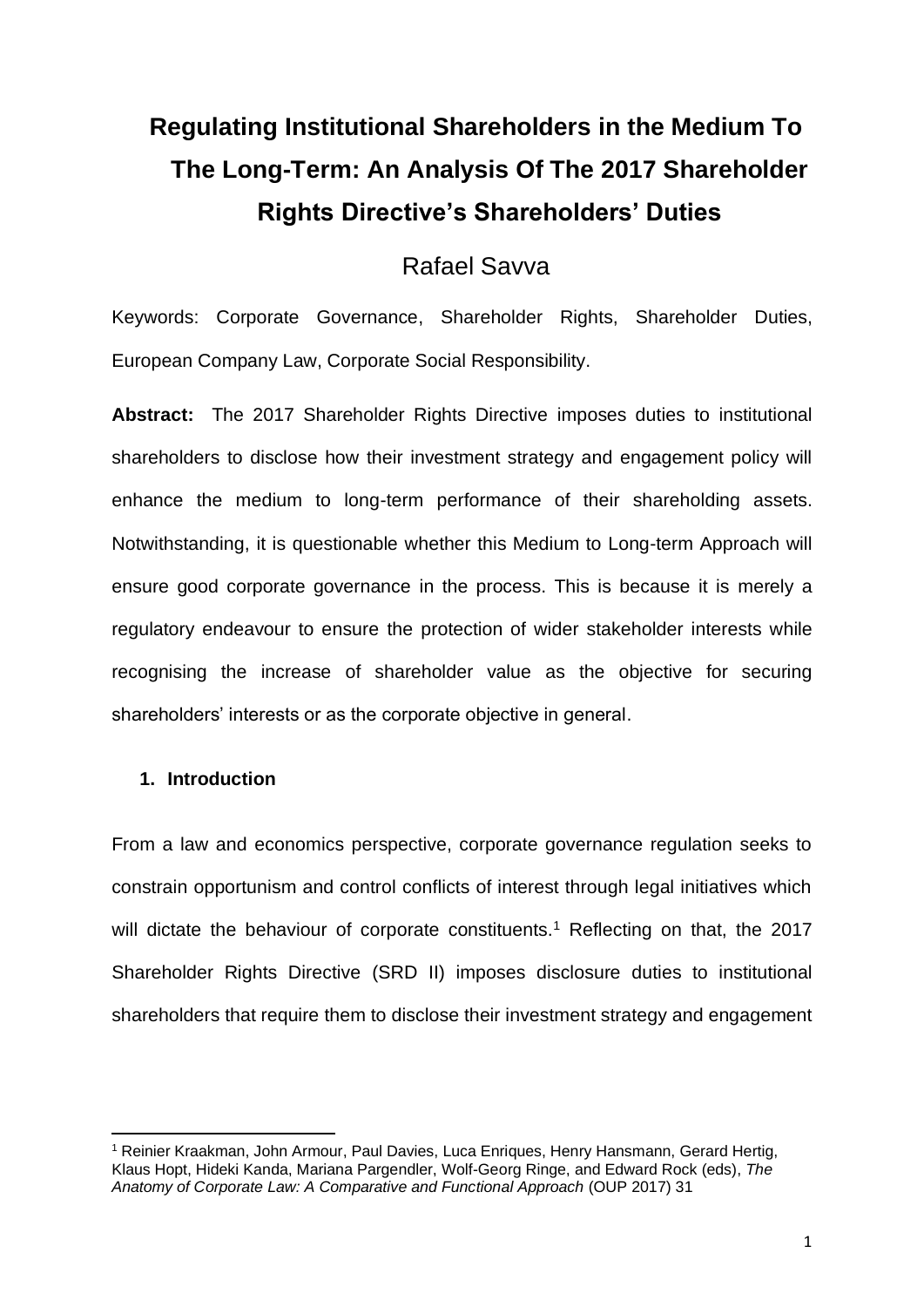# Regulating Institutional Shareholders in the Medium To The Long-Term: An Analysis Of The 2017 Shareholder Rights Directive's Shareholders' Duties

Rafael Savva

Keywords: Corporate Governance, Shareholder Rights, Shareholder Duties, European Company Law, Corporate Social Responsibility.

**Abstract:** The 2017 Shareholder Rights Directive imposes duties to institutional shareholders to disclose how their investment strategy and engagement policy will enhance the medium to long-term performance of their shareholding assets. Notwithstanding, it is questionable whether this Medium to Long-term Approach will ensure good corporate governance in the process. This is because it is merely a regulatory endeavour to ensure the protection of wider stakeholder interests while recognising the increase of shareholder value as the objective for securing shareholders' interests or as the corporate objective in general.

## 1. Introduction

From a law and economics perspective, corporate governance regulation seeks to constrain opportunism and control conflicts of interest through legal initiatives which will dictate the behaviour of corporate constituents.[1] Reflecting on that, the 2017 Shareholder Rights Directive (SRD II) imposes disclosure duties to institutional shareholders that require them to disclose their investment strategy and engagement

[1] Reinier Kraakman, John Armour, Paul Davies, Luca Enriques, Henry Hansmann, Gerard Hertig, Klaus Hopt, Hideki Kanda, Mariana Pargendler, Wolf-Georg Ringe, and Edward Rock (eds), *The Anatomy of Corporate Law: A Comparative and Functional Approach* (OUP 2017) 31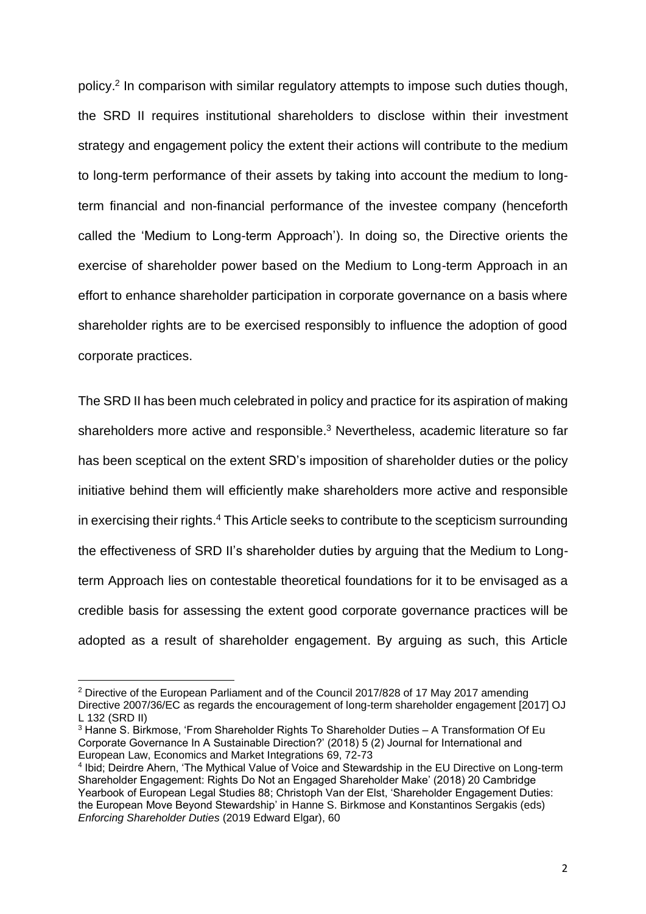policy.[2] In comparison with similar regulatory attempts to impose such duties though, the SRD II requires institutional shareholders to disclose within their investment strategy and engagement policy the extent their actions will contribute to the medium to long-term performance of their assets by taking into account the medium to long-term financial and non-financial performance of the investee company (henceforth called the 'Medium to Long-term Approach'). In doing so, the Directive orients the exercise of shareholder power based on the Medium to Long-term Approach in an effort to enhance shareholder participation in corporate governance on a basis where shareholder rights are to be exercised responsibly to influence the adoption of good corporate practices.

The SRD II has been much celebrated in policy and practice for its aspiration of making shareholders more active and responsible.[3] Nevertheless, academic literature so far has been sceptical on the extent SRD's imposition of shareholder duties or the policy initiative behind them will efficiently make shareholders more active and responsible in exercising their rights.[4] This Article seeks to contribute to the scepticism surrounding the effectiveness of SRD II's shareholder duties by arguing that the Medium to Long-term Approach lies on contestable theoretical foundations for it to be envisaged as a credible basis for assessing the extent good corporate governance practices will be adopted as a result of shareholder engagement. By arguing as such, this Article

---

[2] Directive of the European Parliament and of the Council 2017/828 of 17 May 2017 amending Directive 2007/36/EC as regards the encouragement of long-term shareholder engagement [2017] OJ L 132 (SRD II)

[3] Hanne S. Birkmose, 'From Shareholder Rights To Shareholder Duties – A Transformation Of Eu Corporate Governance In A Sustainable Direction?' (2018) 5 (2) Journal for International and European Law, Economics and Market Integrations 69, 72-73

[4] Ibid; Deirdre Ahern, 'The Mythical Value of Voice and Stewardship in the EU Directive on Long-term Shareholder Engagement: Rights Do Not an Engaged Shareholder Make' (2018) 20 Cambridge Yearbook of European Legal Studies 88; Christoph Van der Elst, 'Shareholder Engagement Duties: the European Move Beyond Stewardship' in Hanne S. Birkmose and Konstantinos Sergakis (eds) *Enforcing Shareholder Duties* (2019 Edward Elgar), 60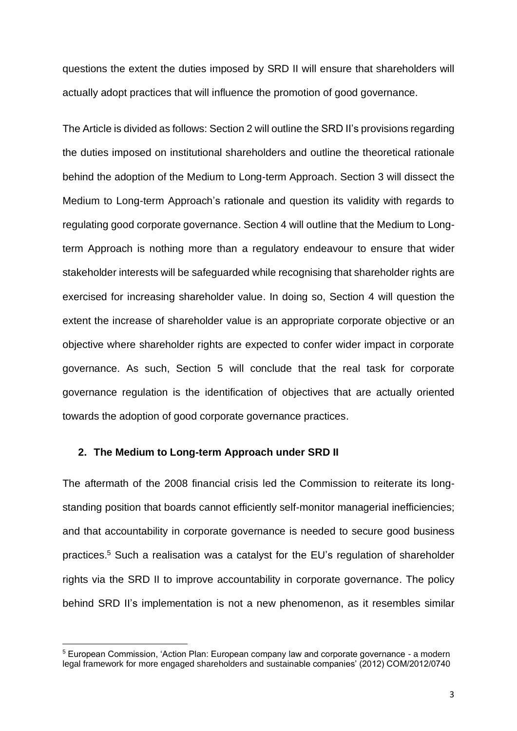questions the extent the duties imposed by SRD II will ensure that shareholders will actually adopt practices that will influence the promotion of good governance.

The Article is divided as follows: Section 2 will outline the SRD II's provisions regarding the duties imposed on institutional shareholders and outline the theoretical rationale behind the adoption of the Medium to Long-term Approach. Section 3 will dissect the Medium to Long-term Approach's rationale and question its validity with regards to regulating good corporate governance. Section 4 will outline that the Medium to Long-term Approach is nothing more than a regulatory endeavour to ensure that wider stakeholder interests will be safeguarded while recognising that shareholder rights are exercised for increasing shareholder value. In doing so, Section 4 will question the extent the increase of shareholder value is an appropriate corporate objective or an objective where shareholder rights are expected to confer wider impact in corporate governance. As such, Section 5 will conclude that the real task for corporate governance regulation is the identification of objectives that are actually oriented towards the adoption of good corporate governance practices.

## 2. The Medium to Long-term Approach under SRD II

The aftermath of the 2008 financial crisis led the Commission to reiterate its long-standing position that boards cannot efficiently self-monitor managerial inefficiencies; and that accountability in corporate governance is needed to secure good business practices.[5] Such a realisation was a catalyst for the EU's regulation of shareholder rights via the SRD II to improve accountability in corporate governance. The policy behind SRD II's implementation is not a new phenomenon, as it resembles similar

[5] European Commission, 'Action Plan: European company law and corporate governance - a modern legal framework for more engaged shareholders and sustainable companies' (2012) COM/2012/0740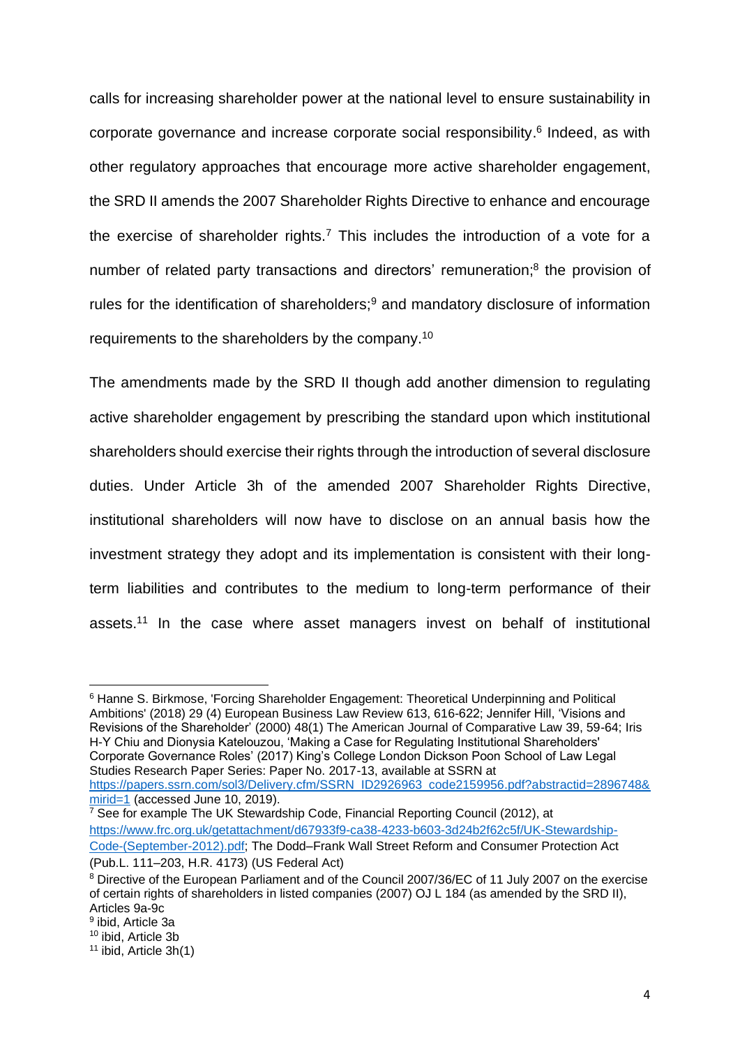calls for increasing shareholder power at the national level to ensure sustainability in corporate governance and increase corporate social responsibility.[6] Indeed, as with other regulatory approaches that encourage more active shareholder engagement, the SRD II amends the 2007 Shareholder Rights Directive to enhance and encourage the exercise of shareholder rights.[7] This includes the introduction of a vote for a number of related party transactions and directors' remuneration;[8] the provision of rules for the identification of shareholders;[9] and mandatory disclosure of information requirements to the shareholders by the company.[10]

The amendments made by the SRD II though add another dimension to regulating active shareholder engagement by prescribing the standard upon which institutional shareholders should exercise their rights through the introduction of several disclosure duties. Under Article 3h of the amended 2007 Shareholder Rights Directive, institutional shareholders will now have to disclose on an annual basis how the investment strategy they adopt and its implementation is consistent with their long-term liabilities and contributes to the medium to long-term performance of their assets.[11] In the case where asset managers invest on behalf of institutional

---

[6] Hanne S. Birkmose, 'Forcing Shareholder Engagement: Theoretical Underpinning and Political Ambitions' (2018) 29 (4) European Business Law Review 613, 616-622; Jennifer Hill, 'Visions and Revisions of the Shareholder' (2000) 48(1) The American Journal of Comparative Law 39, 59-64; Iris H-Y Chiu and Dionysia Katelouzou, 'Making a Case for Regulating Institutional Shareholders' Corporate Governance Roles' (2017) King's College London Dickson Poon School of Law Legal Studies Research Paper Series: Paper No. 2017-13, available at SSRN at https://papers.ssrn.com/sol3/Delivery.cfm/SSRN_ID2926963_code2159956.pdf?abstractid=2896748&mirid=1 (accessed June 10, 2019).

[7] See for example The UK Stewardship Code, Financial Reporting Council (2012), at https://www.frc.org.uk/getattachment/d67933f9-ca38-4233-b603-3d24b2f62c5f/UK-Stewardship-Code-(September-2012).pdf; The Dodd–Frank Wall Street Reform and Consumer Protection Act (Pub.L. 111–203, H.R. 4173) (US Federal Act)

[8] Directive of the European Parliament and of the Council 2007/36/EC of 11 July 2007 on the exercise of certain rights of shareholders in listed companies (2007) OJ L 184 (as amended by the SRD II), Articles 9a-9c

[9] ibid, Article 3a

[10] ibid, Article 3b

[11] ibid, Article 3h(1)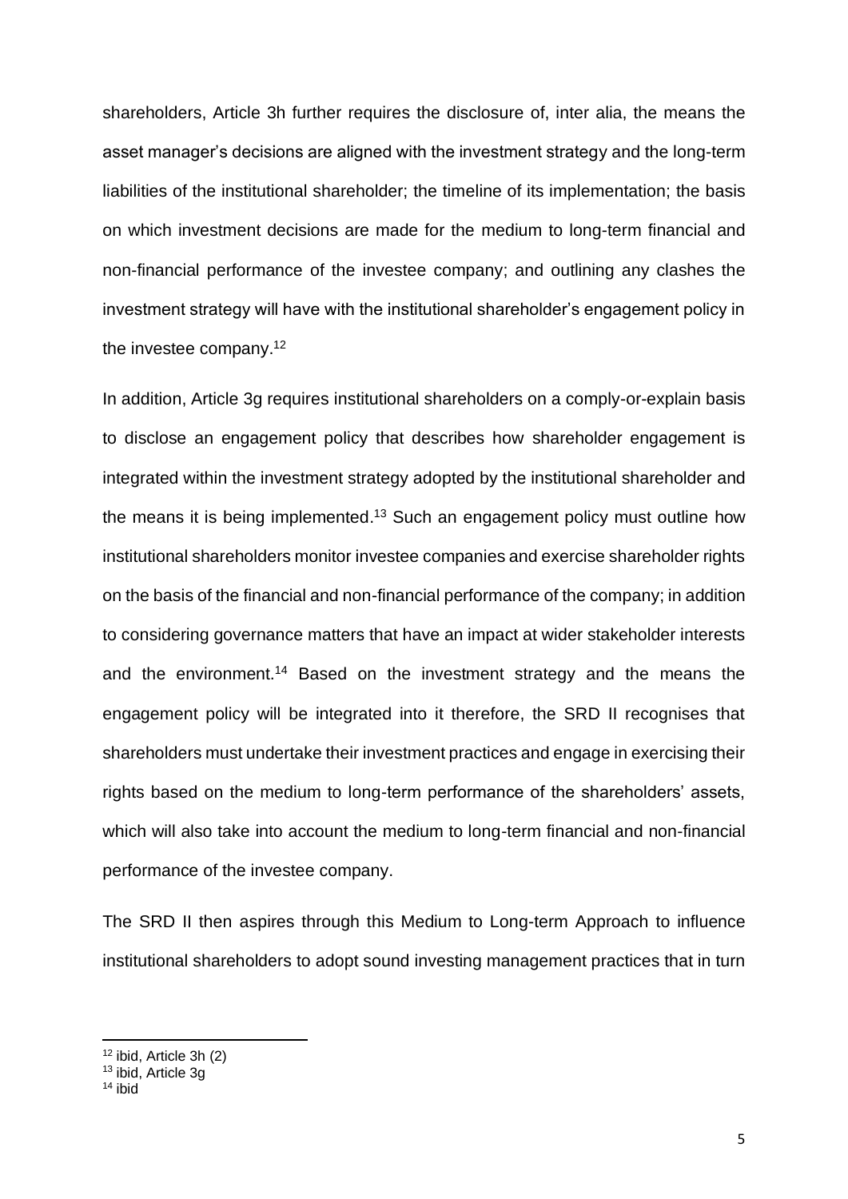shareholders, Article 3h further requires the disclosure of, inter alia, the means the asset manager's decisions are aligned with the investment strategy and the long-term liabilities of the institutional shareholder; the timeline of its implementation; the basis on which investment decisions are made for the medium to long-term financial and non-financial performance of the investee company; and outlining any clashes the investment strategy will have with the institutional shareholder's engagement policy in the investee company.[12]

In addition, Article 3g requires institutional shareholders on a comply-or-explain basis to disclose an engagement policy that describes how shareholder engagement is integrated within the investment strategy adopted by the institutional shareholder and the means it is being implemented.[13] Such an engagement policy must outline how institutional shareholders monitor investee companies and exercise shareholder rights on the basis of the financial and non-financial performance of the company; in addition to considering governance matters that have an impact at wider stakeholder interests and the environment.[14] Based on the investment strategy and the means the engagement policy will be integrated into it therefore, the SRD II recognises that shareholders must undertake their investment practices and engage in exercising their rights based on the medium to long-term performance of the shareholders' assets, which will also take into account the medium to long-term financial and non-financial performance of the investee company.

The SRD II then aspires through this Medium to Long-term Approach to influence institutional shareholders to adopt sound investing management practices that in turn

---

[12] ibid, Article 3h (2)

[13] ibid, Article 3g

[14] ibid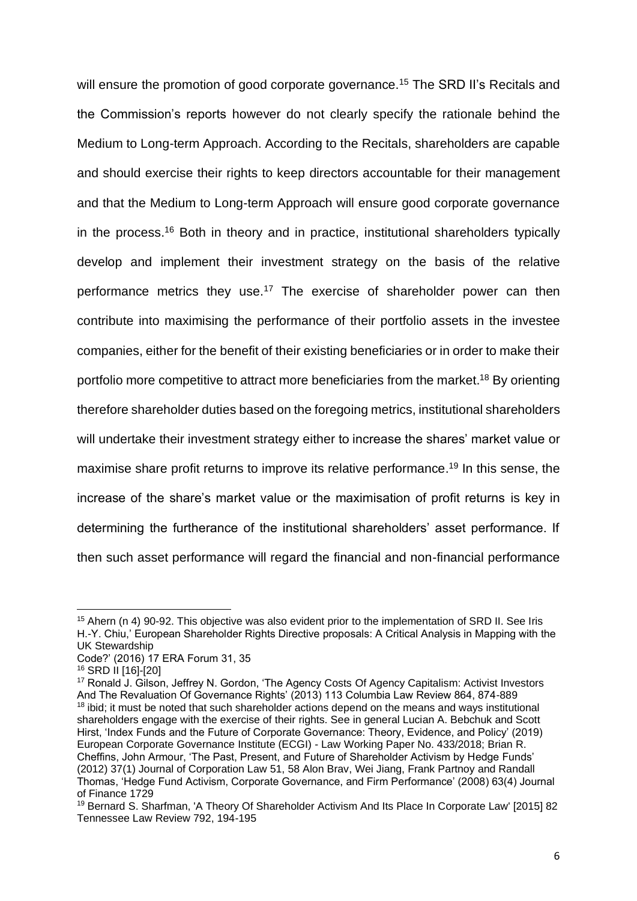will ensure the promotion of good corporate governance.[15] The SRD II's Recitals and the Commission's reports however do not clearly specify the rationale behind the Medium to Long-term Approach. According to the Recitals, shareholders are capable and should exercise their rights to keep directors accountable for their management and that the Medium to Long-term Approach will ensure good corporate governance in the process.[16] Both in theory and in practice, institutional shareholders typically develop and implement their investment strategy on the basis of the relative performance metrics they use.[17] The exercise of shareholder power can then contribute into maximising the performance of their portfolio assets in the investee companies, either for the benefit of their existing beneficiaries or in order to make their portfolio more competitive to attract more beneficiaries from the market.[18] By orienting therefore shareholder duties based on the foregoing metrics, institutional shareholders will undertake their investment strategy either to increase the shares' market value or maximise share profit returns to improve its relative performance.[19] In this sense, the increase of the share's market value or the maximisation of profit returns is key in determining the furtherance of the institutional shareholders' asset performance. If then such asset performance will regard the financial and non-financial performance

---

[15] Ahern (n 4) 90-92. This objective was also evident prior to the implementation of SRD II. See Iris H.-Y. Chiu,' European Shareholder Rights Directive proposals: A Critical Analysis in Mapping with the UK Stewardship Code?' (2016) 17 ERA Forum 31, 35

[16] SRD II [16]-[20]

[17] Ronald J. Gilson, Jeffrey N. Gordon, 'The Agency Costs Of Agency Capitalism: Activist Investors And The Revaluation Of Governance Rights' (2013) 113 Columbia Law Review 864, 874-889

[18] ibid; it must be noted that such shareholder actions depend on the means and ways institutional shareholders engage with the exercise of their rights. See in general Lucian A. Bebchuk and Scott Hirst, 'Index Funds and the Future of Corporate Governance: Theory, Evidence, and Policy' (2019) European Corporate Governance Institute (ECGI) - Law Working Paper No. 433/2018; Brian R. Cheffins, John Armour, 'The Past, Present, and Future of Shareholder Activism by Hedge Funds' (2012) 37(1) Journal of Corporation Law 51, 58 Alon Brav, Wei Jiang, Frank Partnoy and Randall Thomas, 'Hedge Fund Activism, Corporate Governance, and Firm Performance' (2008) 63(4) Journal of Finance 1729

[19] Bernard S. Sharfman, 'A Theory Of Shareholder Activism And Its Place In Corporate Law' [2015] 82 Tennessee Law Review 792, 194-195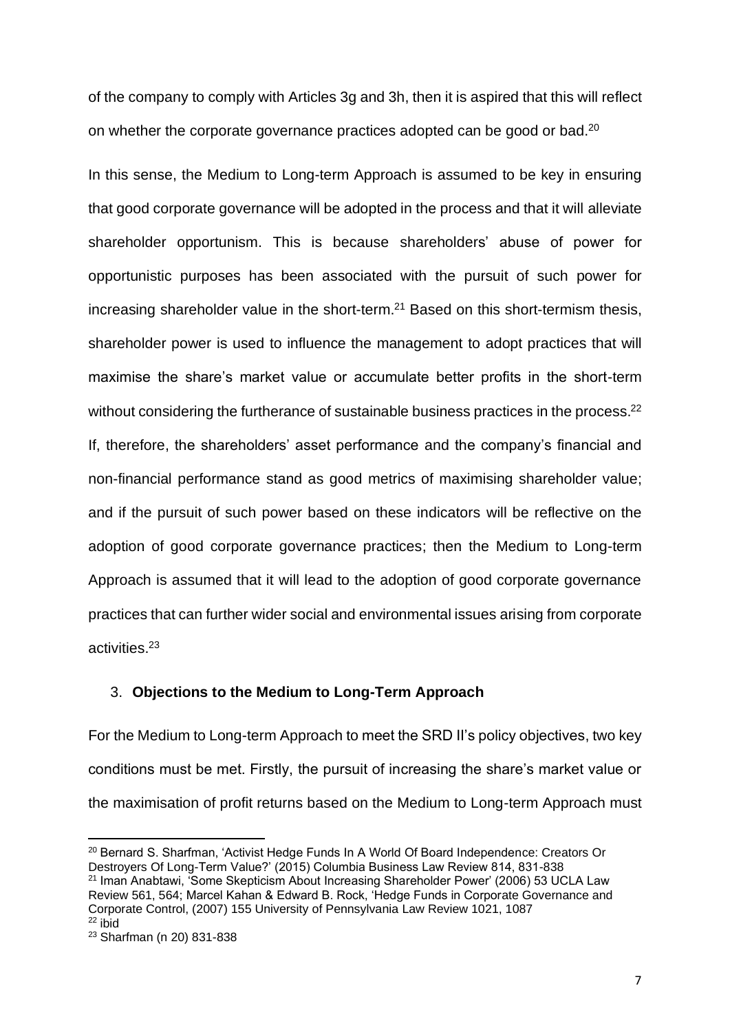of the company to comply with Articles 3g and 3h, then it is aspired that this will reflect on whether the corporate governance practices adopted can be good or bad.[20]

In this sense, the Medium to Long-term Approach is assumed to be key in ensuring that good corporate governance will be adopted in the process and that it will alleviate shareholder opportunism. This is because shareholders' abuse of power for opportunistic purposes has been associated with the pursuit of such power for increasing shareholder value in the short-term.[21] Based on this short-termism thesis, shareholder power is used to influence the management to adopt practices that will maximise the share's market value or accumulate better profits in the short-term without considering the furtherance of sustainable business practices in the process.[22] If, therefore, the shareholders' asset performance and the company's financial and non-financial performance stand as good metrics of maximising shareholder value; and if the pursuit of such power based on these indicators will be reflective on the adoption of good corporate governance practices; then the Medium to Long-term Approach is assumed that it will lead to the adoption of good corporate governance practices that can further wider social and environmental issues arising from corporate activities.[23]

## 3. **Objections to the Medium to Long-Term Approach**

For the Medium to Long-term Approach to meet the SRD II's policy objectives, two key conditions must be met. Firstly, the pursuit of increasing the share's market value or the maximisation of profit returns based on the Medium to Long-term Approach must

---

[20] Bernard S. Sharfman, 'Activist Hedge Funds In A World Of Board Independence: Creators Or Destroyers Of Long-Term Value?' (2015) Columbia Business Law Review 814, 831-838

[21] Iman Anabtawi, 'Some Skepticism About Increasing Shareholder Power' (2006) 53 UCLA Law Review 561, 564; Marcel Kahan & Edward B. Rock, 'Hedge Funds in Corporate Governance and Corporate Control, (2007) 155 University of Pennsylvania Law Review 1021, 1087

[22] ibid

[23] Sharfman (n 20) 831-838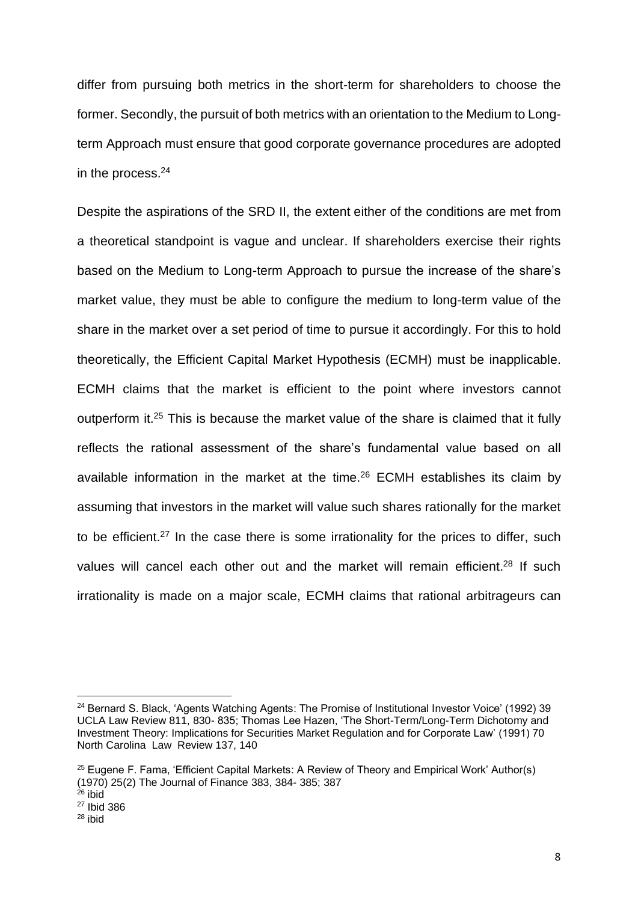differ from pursuing both metrics in the short-term for shareholders to choose the former. Secondly, the pursuit of both metrics with an orientation to the Medium to Long-term Approach must ensure that good corporate governance procedures are adopted in the process.[24]

Despite the aspirations of the SRD II, the extent either of the conditions are met from a theoretical standpoint is vague and unclear. If shareholders exercise their rights based on the Medium to Long-term Approach to pursue the increase of the share's market value, they must be able to configure the medium to long-term value of the share in the market over a set period of time to pursue it accordingly. For this to hold theoretically, the Efficient Capital Market Hypothesis (ECMH) must be inapplicable. ECMH claims that the market is efficient to the point where investors cannot outperform it.[25] This is because the market value of the share is claimed that it fully reflects the rational assessment of the share's fundamental value based on all available information in the market at the time.[26] ECMH establishes its claim by assuming that investors in the market will value such shares rationally for the market to be efficient.[27] In the case there is some irrationality for the prices to differ, such values will cancel each other out and the market will remain efficient.[28] If such irrationality is made on a major scale, ECMH claims that rational arbitrageurs can

---

[24] Bernard S. Black, 'Agents Watching Agents: The Promise of Institutional Investor Voice' (1992) 39 UCLA Law Review 811, 830- 835; Thomas Lee Hazen, 'The Short-Term/Long-Term Dichotomy and Investment Theory: Implications for Securities Market Regulation and for Corporate Law' (1991) 70 North Carolina Law Review 137, 140

[25] Eugene F. Fama, 'Efficient Capital Markets: A Review of Theory and Empirical Work' Author(s) (1970) 25(2) The Journal of Finance 383, 384- 385; 387

[26] ibid

[27] Ibid 386

[28] ibid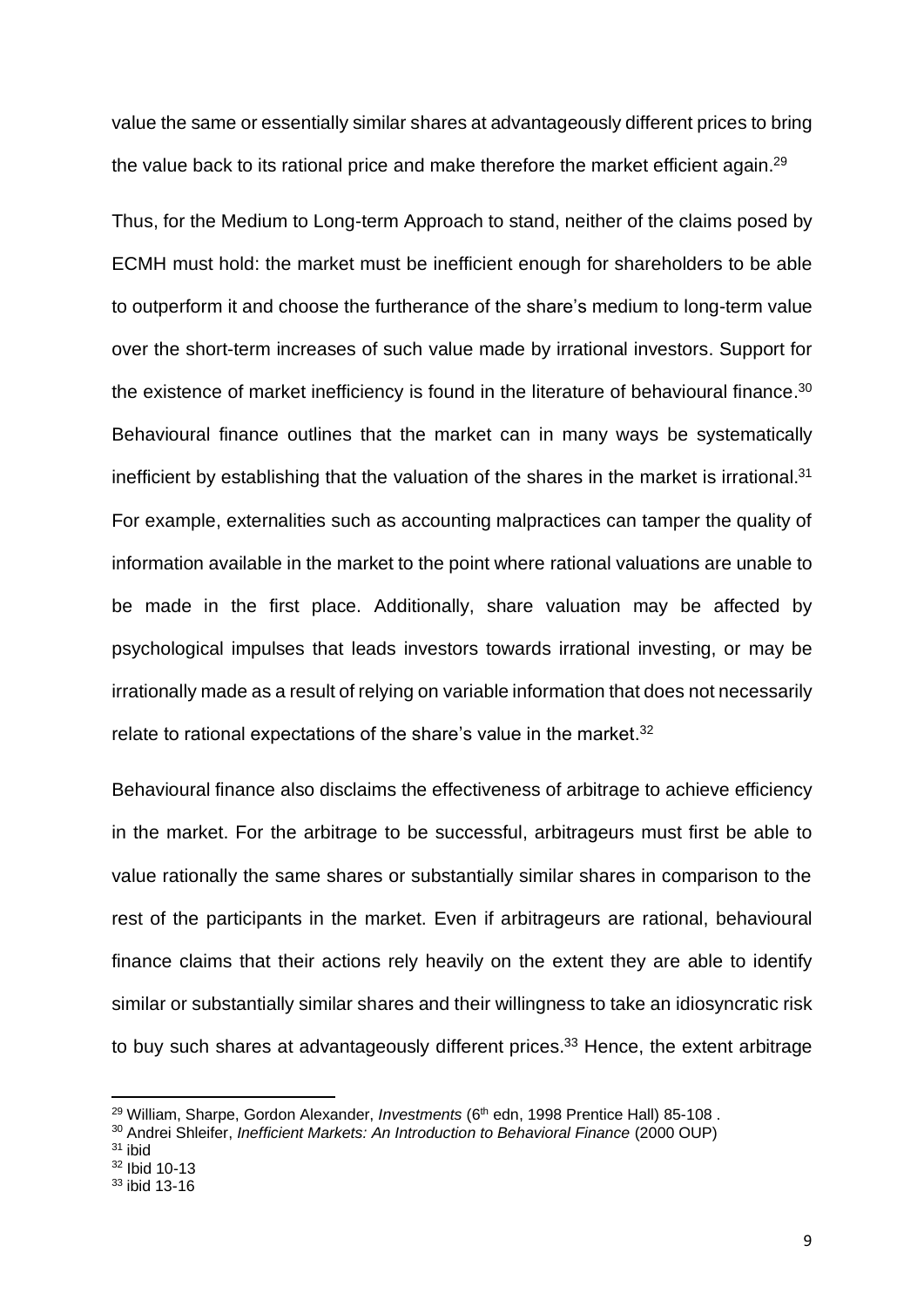value the same or essentially similar shares at advantageously different prices to bring the value back to its rational price and make therefore the market efficient again.[29]

Thus, for the Medium to Long-term Approach to stand, neither of the claims posed by ECMH must hold: the market must be inefficient enough for shareholders to be able to outperform it and choose the furtherance of the share's medium to long-term value over the short-term increases of such value made by irrational investors. Support for the existence of market inefficiency is found in the literature of behavioural finance.[30] Behavioural finance outlines that the market can in many ways be systematically inefficient by establishing that the valuation of the shares in the market is irrational.[31] For example, externalities such as accounting malpractices can tamper the quality of information available in the market to the point where rational valuations are unable to be made in the first place. Additionally, share valuation may be affected by psychological impulses that leads investors towards irrational investing, or may be irrationally made as a result of relying on variable information that does not necessarily relate to rational expectations of the share's value in the market.[32]

Behavioural finance also disclaims the effectiveness of arbitrage to achieve efficiency in the market. For the arbitrage to be successful, arbitrageurs must first be able to value rationally the same shares or substantially similar shares in comparison to the rest of the participants in the market. Even if arbitrageurs are rational, behavioural finance claims that their actions rely heavily on the extent they are able to identify similar or substantially similar shares and their willingness to take an idiosyncratic risk to buy such shares at advantageously different prices.[33] Hence, the extent arbitrage

---

[29] William, Sharpe, Gordon Alexander, *Investments* (6th edn, 1998 Prentice Hall) 85-108 .

[30] Andrei Shleifer, *Inefficient Markets: An Introduction to Behavioral Finance* (2000 OUP)

[31] ibid

[32] Ibid 10-13

[33] ibid 13-16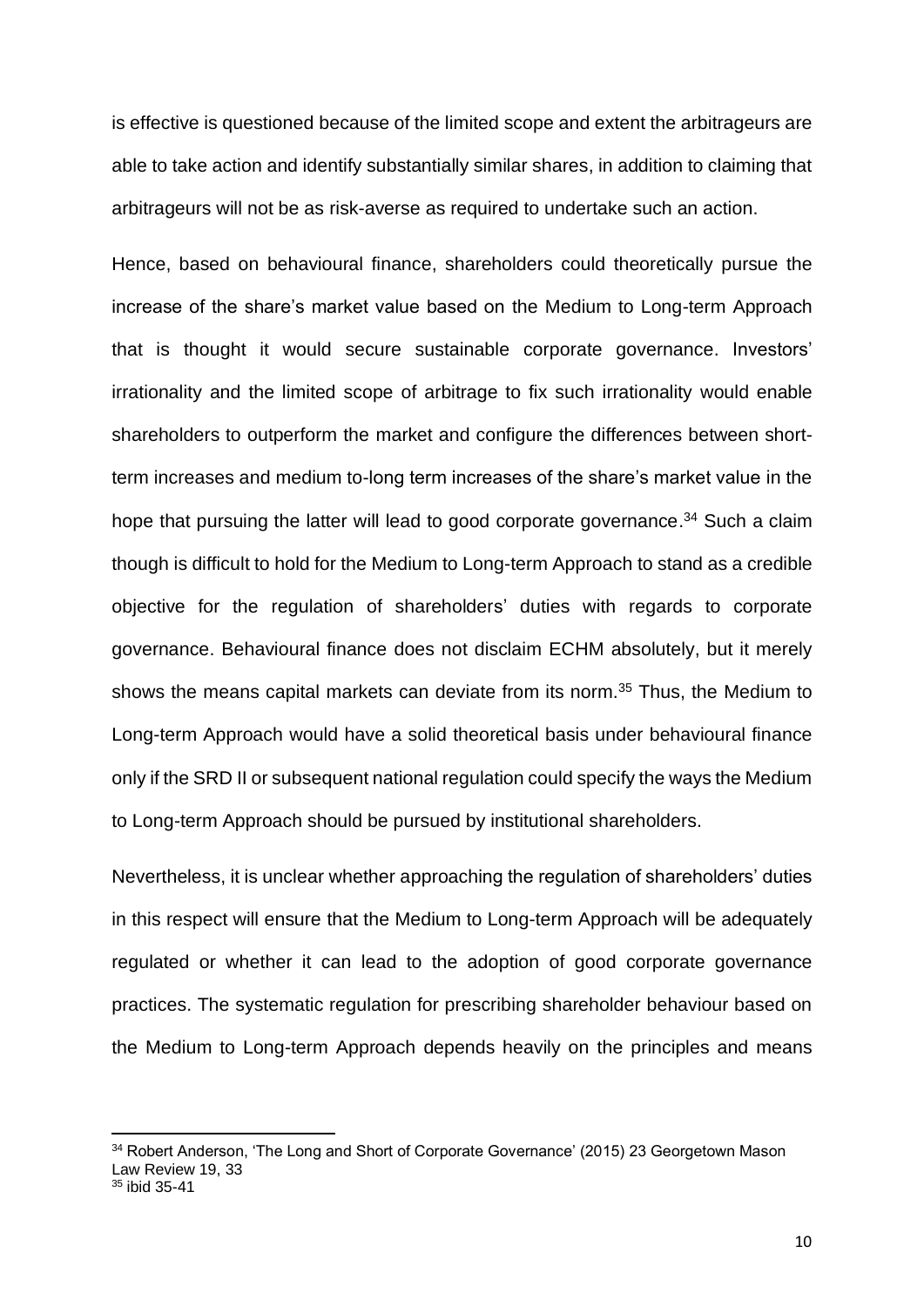is effective is questioned because of the limited scope and extent the arbitrageurs are able to take action and identify substantially similar shares, in addition to claiming that arbitrageurs will not be as risk-averse as required to undertake such an action.

Hence, based on behavioural finance, shareholders could theoretically pursue the increase of the share's market value based on the Medium to Long-term Approach that is thought it would secure sustainable corporate governance. Investors' irrationality and the limited scope of arbitrage to fix such irrationality would enable shareholders to outperform the market and configure the differences between short-term increases and medium to-long term increases of the share's market value in the hope that pursuing the latter will lead to good corporate governance.[34] Such a claim though is difficult to hold for the Medium to Long-term Approach to stand as a credible objective for the regulation of shareholders' duties with regards to corporate governance. Behavioural finance does not disclaim ECHM absolutely, but it merely shows the means capital markets can deviate from its norm.[35] Thus, the Medium to Long-term Approach would have a solid theoretical basis under behavioural finance only if the SRD II or subsequent national regulation could specify the ways the Medium to Long-term Approach should be pursued by institutional shareholders.

Nevertheless, it is unclear whether approaching the regulation of shareholders' duties in this respect will ensure that the Medium to Long-term Approach will be adequately regulated or whether it can lead to the adoption of good corporate governance practices. The systematic regulation for prescribing shareholder behaviour based on the Medium to Long-term Approach depends heavily on the principles and means

---

[34] Robert Anderson, 'The Long and Short of Corporate Governance' (2015) 23 Georgetown Mason Law Review 19, 33

[35] ibid 35-41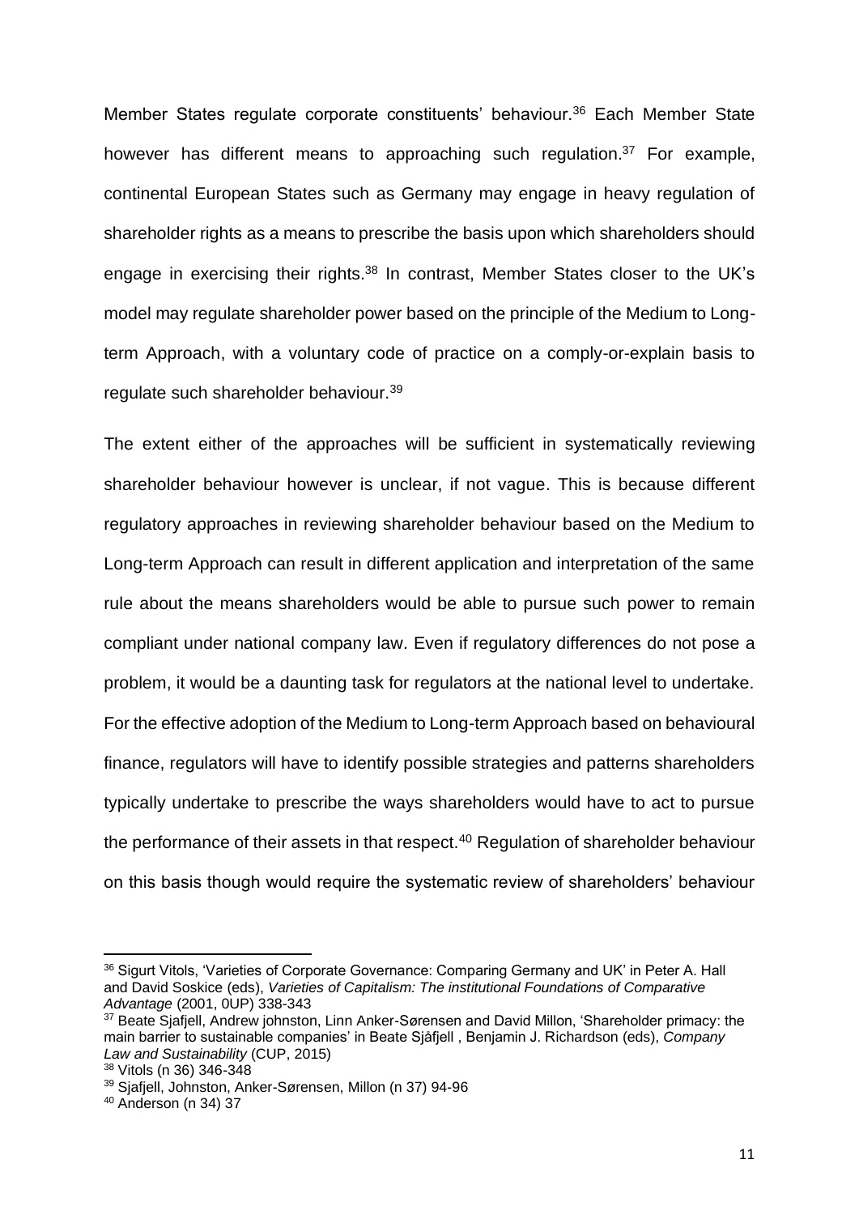Member States regulate corporate constituents' behaviour.[36] Each Member State however has different means to approaching such regulation.[37] For example, continental European States such as Germany may engage in heavy regulation of shareholder rights as a means to prescribe the basis upon which shareholders should engage in exercising their rights.[38] In contrast, Member States closer to the UK's model may regulate shareholder power based on the principle of the Medium to Long-term Approach, with a voluntary code of practice on a comply-or-explain basis to regulate such shareholder behaviour.[39]

The extent either of the approaches will be sufficient in systematically reviewing shareholder behaviour however is unclear, if not vague. This is because different regulatory approaches in reviewing shareholder behaviour based on the Medium to Long-term Approach can result in different application and interpretation of the same rule about the means shareholders would be able to pursue such power to remain compliant under national company law. Even if regulatory differences do not pose a problem, it would be a daunting task for regulators at the national level to undertake. For the effective adoption of the Medium to Long-term Approach based on behavioural finance, regulators will have to identify possible strategies and patterns shareholders typically undertake to prescribe the ways shareholders would have to act to pursue the performance of their assets in that respect.[40] Regulation of shareholder behaviour on this basis though would require the systematic review of shareholders' behaviour

---

[36] Sigurt Vitols, 'Varieties of Corporate Governance: Comparing Germany and UK' in Peter A. Hall and David Soskice (eds), *Varieties of Capitalism: The institutional Foundations of Comparative Advantage* (2001, 0UP) 338-343

[37] Beate Sjafjell, Andrew johnston, Linn Anker-Sørensen and David Millon, 'Shareholder primacy: the main barrier to sustainable companies' in Beate Sjåfjell , Benjamin J. Richardson (eds), *Company Law and Sustainability* (CUP, 2015)

[38] Vitols (n 36) 346-348

[39] Sjafjell, Johnston, Anker-Sørensen, Millon (n 37) 94-96

[40] Anderson (n 34) 37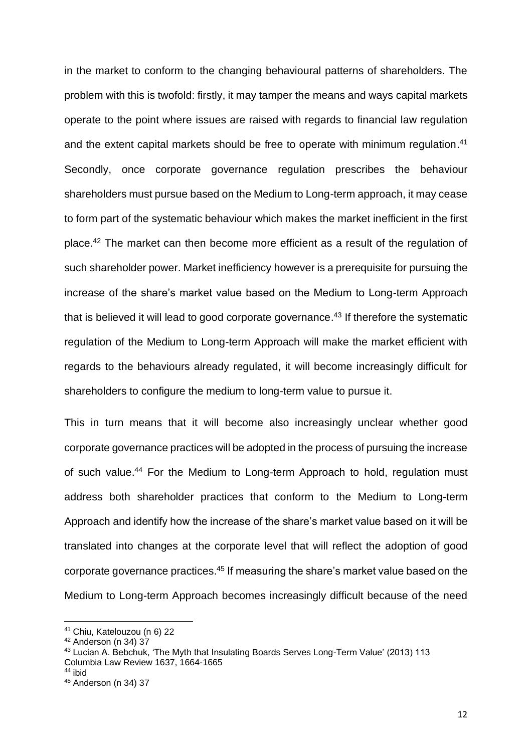in the market to conform to the changing behavioural patterns of shareholders. The problem with this is twofold: firstly, it may tamper the means and ways capital markets operate to the point where issues are raised with regards to financial law regulation and the extent capital markets should be free to operate with minimum regulation.[41] Secondly, once corporate governance regulation prescribes the behaviour shareholders must pursue based on the Medium to Long-term approach, it may cease to form part of the systematic behaviour which makes the market inefficient in the first place.[42] The market can then become more efficient as a result of the regulation of such shareholder power. Market inefficiency however is a prerequisite for pursuing the increase of the share's market value based on the Medium to Long-term Approach that is believed it will lead to good corporate governance.[43] If therefore the systematic regulation of the Medium to Long-term Approach will make the market efficient with regards to the behaviours already regulated, it will become increasingly difficult for shareholders to configure the medium to long-term value to pursue it.

This in turn means that it will become also increasingly unclear whether good corporate governance practices will be adopted in the process of pursuing the increase of such value.[44] For the Medium to Long-term Approach to hold, regulation must address both shareholder practices that conform to the Medium to Long-term Approach and identify how the increase of the share's market value based on it will be translated into changes at the corporate level that will reflect the adoption of good corporate governance practices.[45] If measuring the share's market value based on the Medium to Long-term Approach becomes increasingly difficult because of the need

[41] Chiu, Katelouzou (n 6) 22

[42] Anderson (n 34) 37

[43] Lucian A. Bebchuk, 'The Myth that Insulating Boards Serves Long-Term Value' (2013) 113 Columbia Law Review 1637, 1664-1665

[44] ibid

[45] Anderson (n 34) 37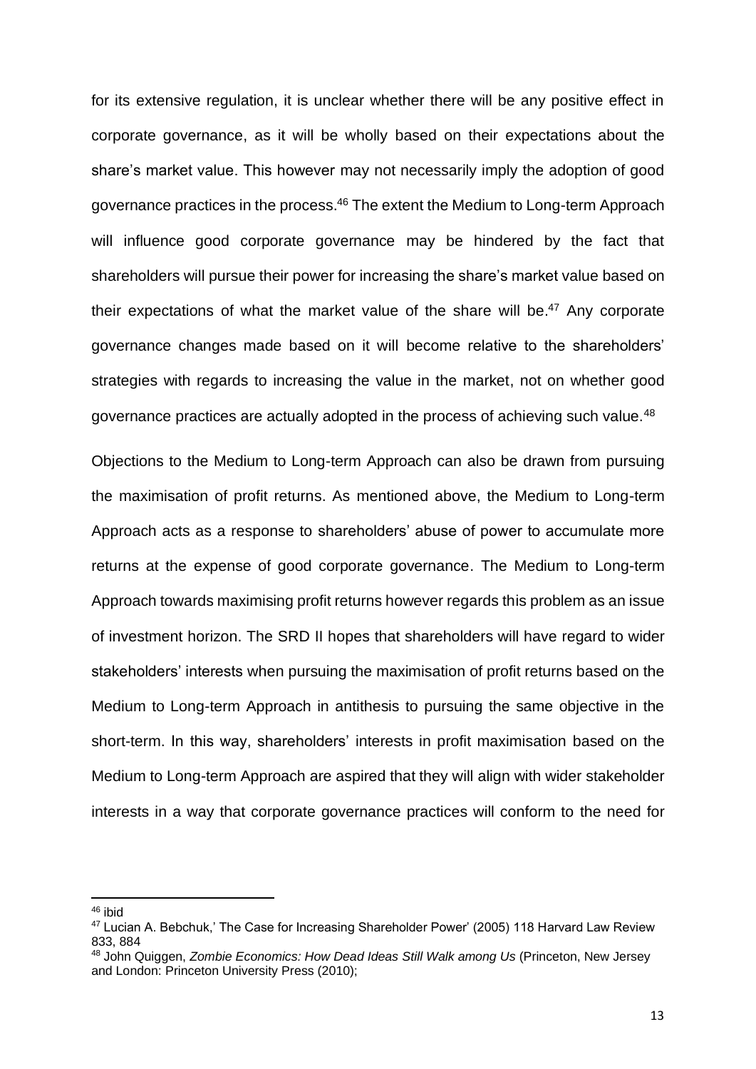for its extensive regulation, it is unclear whether there will be any positive effect in corporate governance, as it will be wholly based on their expectations about the share's market value. This however may not necessarily imply the adoption of good governance practices in the process.[46] The extent the Medium to Long-term Approach will influence good corporate governance may be hindered by the fact that shareholders will pursue their power for increasing the share's market value based on their expectations of what the market value of the share will be.[47] Any corporate governance changes made based on it will become relative to the shareholders' strategies with regards to increasing the value in the market, not on whether good governance practices are actually adopted in the process of achieving such value.[48]

Objections to the Medium to Long-term Approach can also be drawn from pursuing the maximisation of profit returns. As mentioned above, the Medium to Long-term Approach acts as a response to shareholders' abuse of power to accumulate more returns at the expense of good corporate governance. The Medium to Long-term Approach towards maximising profit returns however regards this problem as an issue of investment horizon. The SRD II hopes that shareholders will have regard to wider stakeholders' interests when pursuing the maximisation of profit returns based on the Medium to Long-term Approach in antithesis to pursuing the same objective in the short-term. In this way, shareholders' interests in profit maximisation based on the Medium to Long-term Approach are aspired that they will align with wider stakeholder interests in a way that corporate governance practices will conform to the need for

---

[46] ibid

[47] Lucian A. Bebchuk,' The Case for Increasing Shareholder Power' (2005) 118 Harvard Law Review 833, 884

[48] John Quiggen, *Zombie Economics: How Dead Ideas Still Walk among Us* (Princeton, New Jersey and London: Princeton University Press (2010);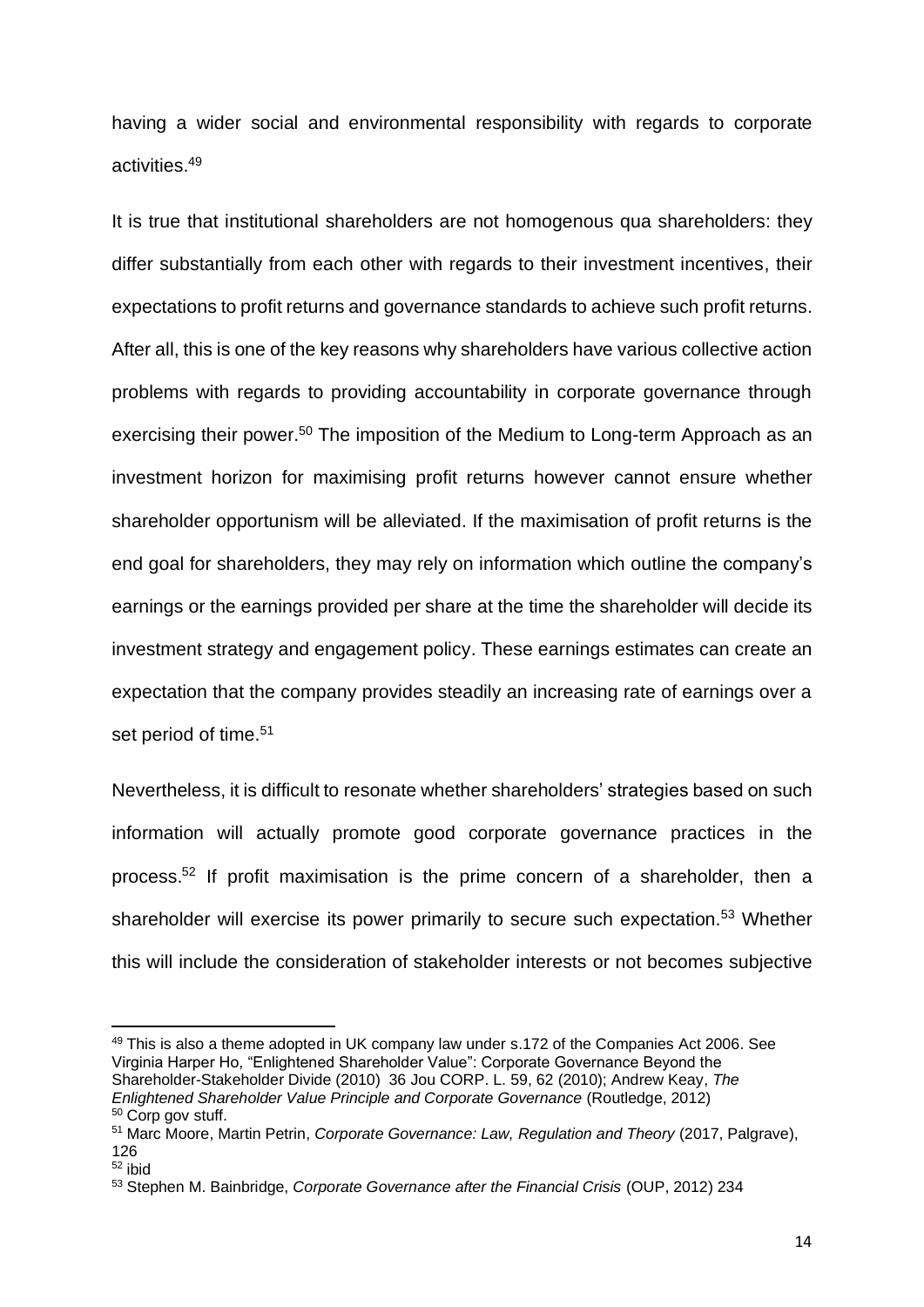having a wider social and environmental responsibility with regards to corporate activities.[49]

It is true that institutional shareholders are not homogenous qua shareholders: they differ substantially from each other with regards to their investment incentives, their expectations to profit returns and governance standards to achieve such profit returns. After all, this is one of the key reasons why shareholders have various collective action problems with regards to providing accountability in corporate governance through exercising their power.[50] The imposition of the Medium to Long-term Approach as an investment horizon for maximising profit returns however cannot ensure whether shareholder opportunism will be alleviated. If the maximisation of profit returns is the end goal for shareholders, they may rely on information which outline the company's earnings or the earnings provided per share at the time the shareholder will decide its investment strategy and engagement policy. These earnings estimates can create an expectation that the company provides steadily an increasing rate of earnings over a set period of time.[51]

Nevertheless, it is difficult to resonate whether shareholders' strategies based on such information will actually promote good corporate governance practices in the process.[52] If profit maximisation is the prime concern of a shareholder, then a shareholder will exercise its power primarily to secure such expectation.[53] Whether this will include the consideration of stakeholder interests or not becomes subjective

---

[49] This is also a theme adopted in UK company law under s.172 of the Companies Act 2006. See Virginia Harper Ho, "Enlightened Shareholder Value": Corporate Governance Beyond the Shareholder-Stakeholder Divide (2010) 36 Jou CORP. L. 59, 62 (2010); Andrew Keay, *The Enlightened Shareholder Value Principle and Corporate Governance* (Routledge, 2012)

[50] Corp gov stuff.

[51] Marc Moore, Martin Petrin, *Corporate Governance: Law, Regulation and Theory* (2017, Palgrave), 126

[52] ibid

[53] Stephen M. Bainbridge, *Corporate Governance after the Financial Crisis* (OUP, 2012) 234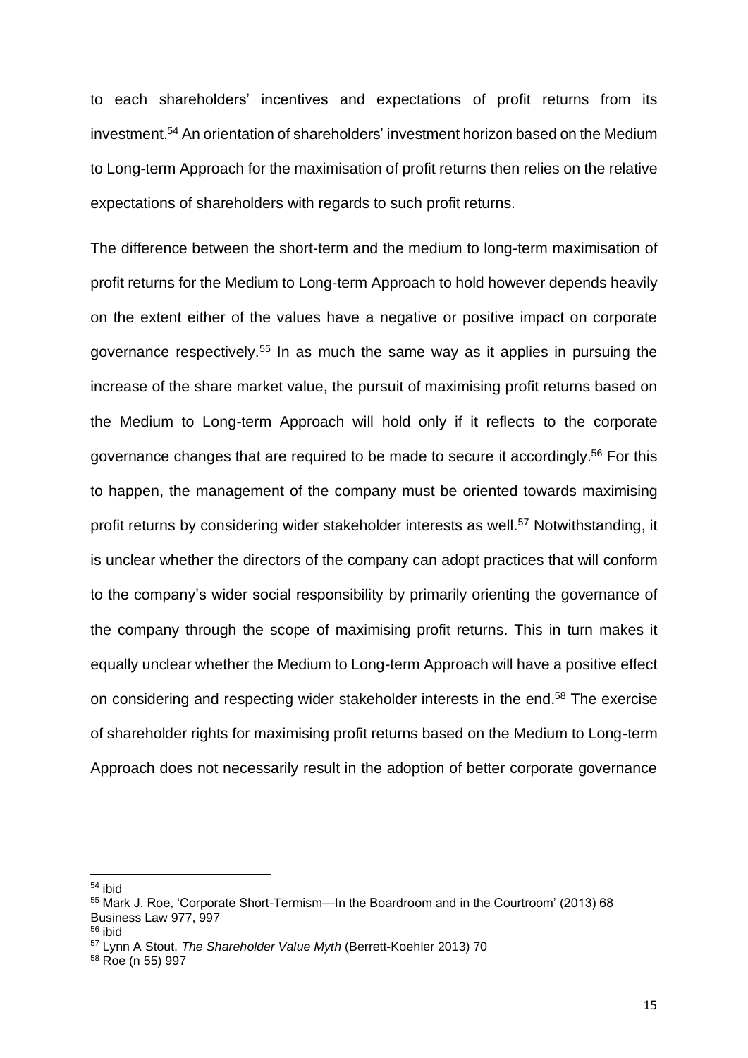to each shareholders' incentives and expectations of profit returns from its investment.[54] An orientation of shareholders' investment horizon based on the Medium to Long-term Approach for the maximisation of profit returns then relies on the relative expectations of shareholders with regards to such profit returns.

The difference between the short-term and the medium to long-term maximisation of profit returns for the Medium to Long-term Approach to hold however depends heavily on the extent either of the values have a negative or positive impact on corporate governance respectively.[55] In as much the same way as it applies in pursuing the increase of the share market value, the pursuit of maximising profit returns based on the Medium to Long-term Approach will hold only if it reflects to the corporate governance changes that are required to be made to secure it accordingly.[56] For this to happen, the management of the company must be oriented towards maximising profit returns by considering wider stakeholder interests as well.[57] Notwithstanding, it is unclear whether the directors of the company can adopt practices that will conform to the company's wider social responsibility by primarily orienting the governance of the company through the scope of maximising profit returns. This in turn makes it equally unclear whether the Medium to Long-term Approach will have a positive effect on considering and respecting wider stakeholder interests in the end.[58] The exercise of shareholder rights for maximising profit returns based on the Medium to Long-term Approach does not necessarily result in the adoption of better corporate governance

---

[54] ibid

[55] Mark J. Roe, 'Corporate Short-Termism—In the Boardroom and in the Courtroom' (2013) 68 Business Law 977, 997

[56] ibid

[57] Lynn A Stout, *The Shareholder Value Myth* (Berrett-Koehler 2013) 70

[58] Roe (n 55) 997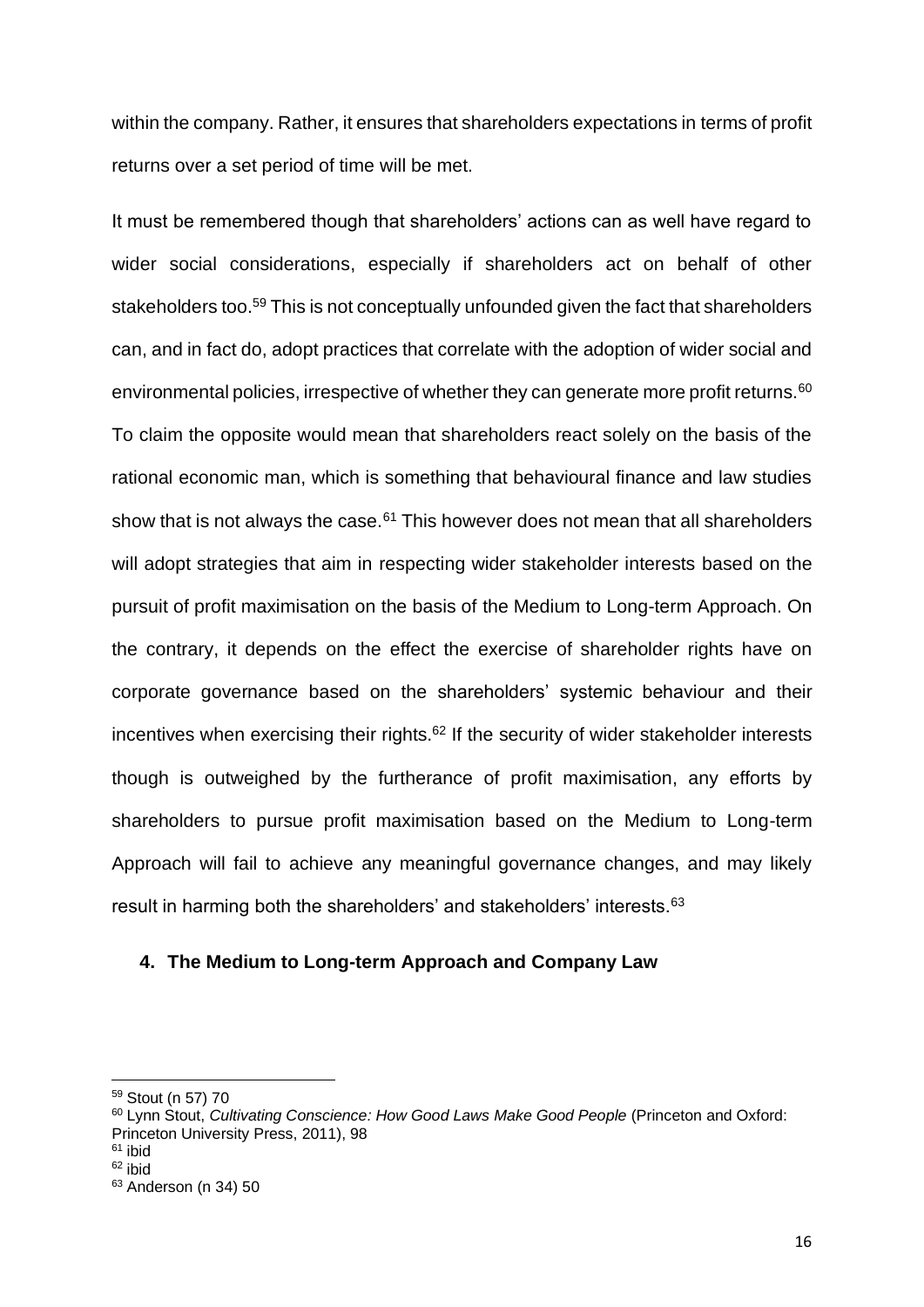within the company. Rather, it ensures that shareholders expectations in terms of profit returns over a set period of time will be met.

It must be remembered though that shareholders' actions can as well have regard to wider social considerations, especially if shareholders act on behalf of other stakeholders too.[59] This is not conceptually unfounded given the fact that shareholders can, and in fact do, adopt practices that correlate with the adoption of wider social and environmental policies, irrespective of whether they can generate more profit returns.[60] To claim the opposite would mean that shareholders react solely on the basis of the rational economic man, which is something that behavioural finance and law studies show that is not always the case.[61] This however does not mean that all shareholders will adopt strategies that aim in respecting wider stakeholder interests based on the pursuit of profit maximisation on the basis of the Medium to Long-term Approach. On the contrary, it depends on the effect the exercise of shareholder rights have on corporate governance based on the shareholders' systemic behaviour and their incentives when exercising their rights.[62] If the security of wider stakeholder interests though is outweighed by the furtherance of profit maximisation, any efforts by shareholders to pursue profit maximisation based on the Medium to Long-term Approach will fail to achieve any meaningful governance changes, and may likely result in harming both the shareholders' and stakeholders' interests.[63]

## 4. The Medium to Long-term Approach and Company Law

---

[59] Stout (n 57) 70

[60] Lynn Stout, *Cultivating Conscience: How Good Laws Make Good People* (Princeton and Oxford: Princeton University Press, 2011), 98

[61] ibid

[62] ibid

[63] Anderson (n 34) 50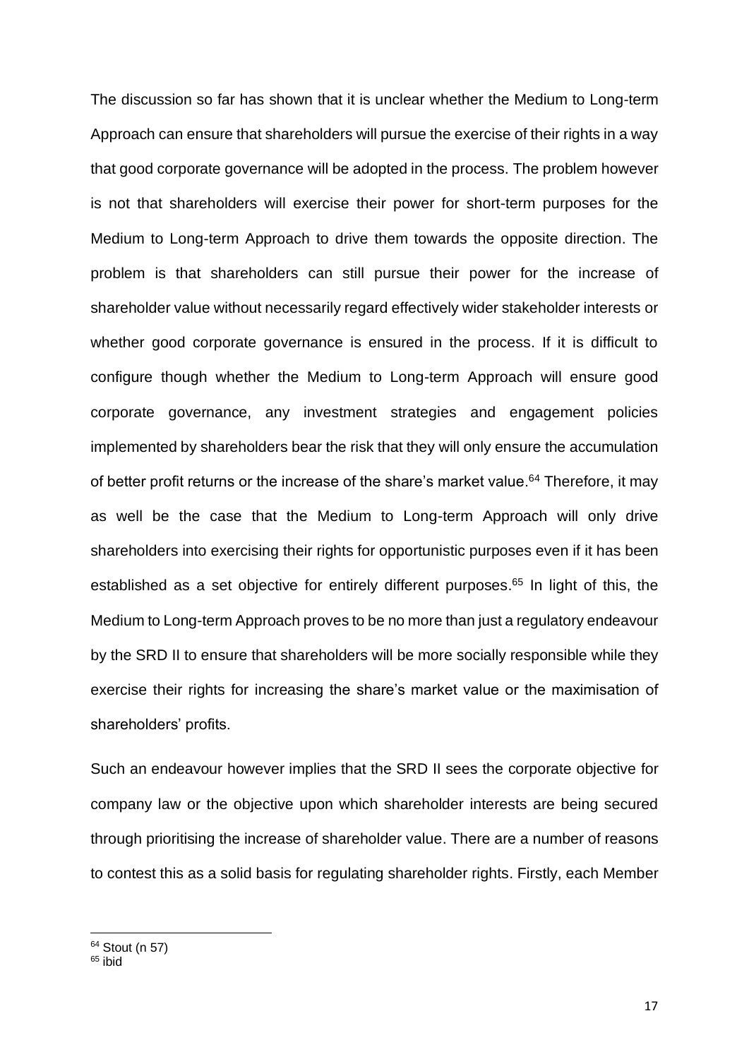The discussion so far has shown that it is unclear whether the Medium to Long-term Approach can ensure that shareholders will pursue the exercise of their rights in a way that good corporate governance will be adopted in the process. The problem however is not that shareholders will exercise their power for short-term purposes for the Medium to Long-term Approach to drive them towards the opposite direction. The problem is that shareholders can still pursue their power for the increase of shareholder value without necessarily regard effectively wider stakeholder interests or whether good corporate governance is ensured in the process. If it is difficult to configure though whether the Medium to Long-term Approach will ensure good corporate governance, any investment strategies and engagement policies implemented by shareholders bear the risk that they will only ensure the accumulation of better profit returns or the increase of the share's market value.[64] Therefore, it may as well be the case that the Medium to Long-term Approach will only drive shareholders into exercising their rights for opportunistic purposes even if it has been established as a set objective for entirely different purposes.[65] In light of this, the Medium to Long-term Approach proves to be no more than just a regulatory endeavour by the SRD II to ensure that shareholders will be more socially responsible while they exercise their rights for increasing the share's market value or the maximisation of shareholders' profits.

Such an endeavour however implies that the SRD II sees the corporate objective for company law or the objective upon which shareholder interests are being secured through prioritising the increase of shareholder value. There are a number of reasons to contest this as a solid basis for regulating shareholder rights. Firstly, each Member

[64] Stout (n 57)

[65] ibid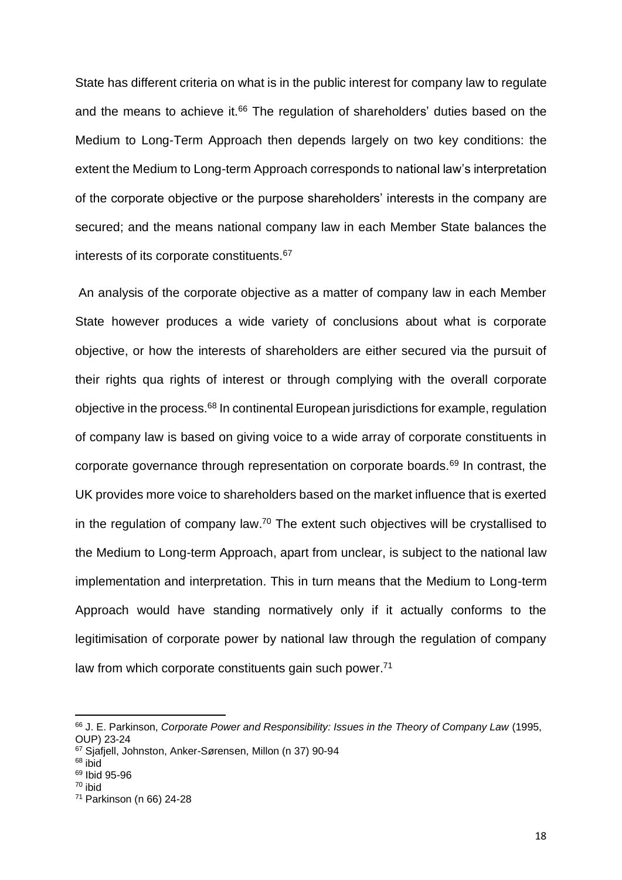State has different criteria on what is in the public interest for company law to regulate and the means to achieve it.[66] The regulation of shareholders' duties based on the Medium to Long-Term Approach then depends largely on two key conditions: the extent the Medium to Long-term Approach corresponds to national law's interpretation of the corporate objective or the purpose shareholders' interests in the company are secured; and the means national company law in each Member State balances the interests of its corporate constituents.[67]

An analysis of the corporate objective as a matter of company law in each Member State however produces a wide variety of conclusions about what is corporate objective, or how the interests of shareholders are either secured via the pursuit of their rights qua rights of interest or through complying with the overall corporate objective in the process.[68] In continental European jurisdictions for example, regulation of company law is based on giving voice to a wide array of corporate constituents in corporate governance through representation on corporate boards.[69] In contrast, the UK provides more voice to shareholders based on the market influence that is exerted in the regulation of company law.[70] The extent such objectives will be crystallised to the Medium to Long-term Approach, apart from unclear, is subject to the national law implementation and interpretation. This in turn means that the Medium to Long-term Approach would have standing normatively only if it actually conforms to the legitimisation of corporate power by national law through the regulation of company law from which corporate constituents gain such power.[71]

---

[66] J. E. Parkinson, *Corporate Power and Responsibility: Issues in the Theory of Company Law* (1995, OUP) 23-24

[67] Sjafjell, Johnston, Anker-Sørensen, Millon (n 37) 90-94

[68] ibid

[69] Ibid 95-96

[70] ibid

[71] Parkinson (n 66) 24-28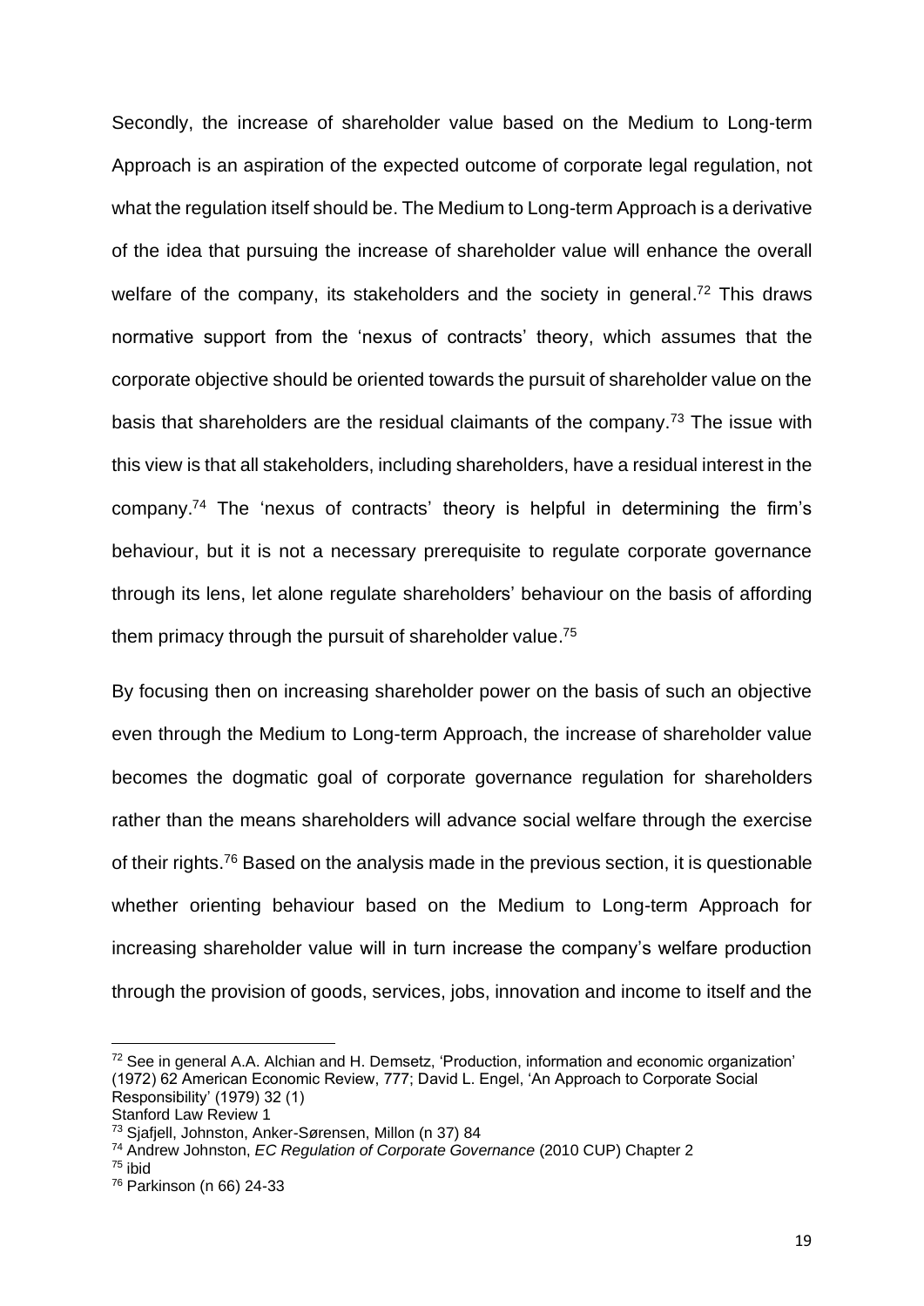Secondly, the increase of shareholder value based on the Medium to Long-term Approach is an aspiration of the expected outcome of corporate legal regulation, not what the regulation itself should be. The Medium to Long-term Approach is a derivative of the idea that pursuing the increase of shareholder value will enhance the overall welfare of the company, its stakeholders and the society in general.[72] This draws normative support from the 'nexus of contracts' theory, which assumes that the corporate objective should be oriented towards the pursuit of shareholder value on the basis that shareholders are the residual claimants of the company.[73] The issue with this view is that all stakeholders, including shareholders, have a residual interest in the company.[74] The 'nexus of contracts' theory is helpful in determining the firm's behaviour, but it is not a necessary prerequisite to regulate corporate governance through its lens, let alone regulate shareholders' behaviour on the basis of affording them primacy through the pursuit of shareholder value.[75]

By focusing then on increasing shareholder power on the basis of such an objective even through the Medium to Long-term Approach, the increase of shareholder value becomes the dogmatic goal of corporate governance regulation for shareholders rather than the means shareholders will advance social welfare through the exercise of their rights.[76] Based on the analysis made in the previous section, it is questionable whether orienting behaviour based on the Medium to Long-term Approach for increasing shareholder value will in turn increase the company's welfare production through the provision of goods, services, jobs, innovation and income to itself and the

---

[72] See in general A.A. Alchian and H. Demsetz, 'Production, information and economic organization' (1972) 62 American Economic Review, 777; David L. Engel, 'An Approach to Corporate Social Responsibility' (1979) 32 (1) Stanford Law Review 1

[73] Sjafjell, Johnston, Anker-Sørensen, Millon (n 37) 84

[74] Andrew Johnston, *EC Regulation of Corporate Governance* (2010 CUP) Chapter 2

[75] ibid

[76] Parkinson (n 66) 24-33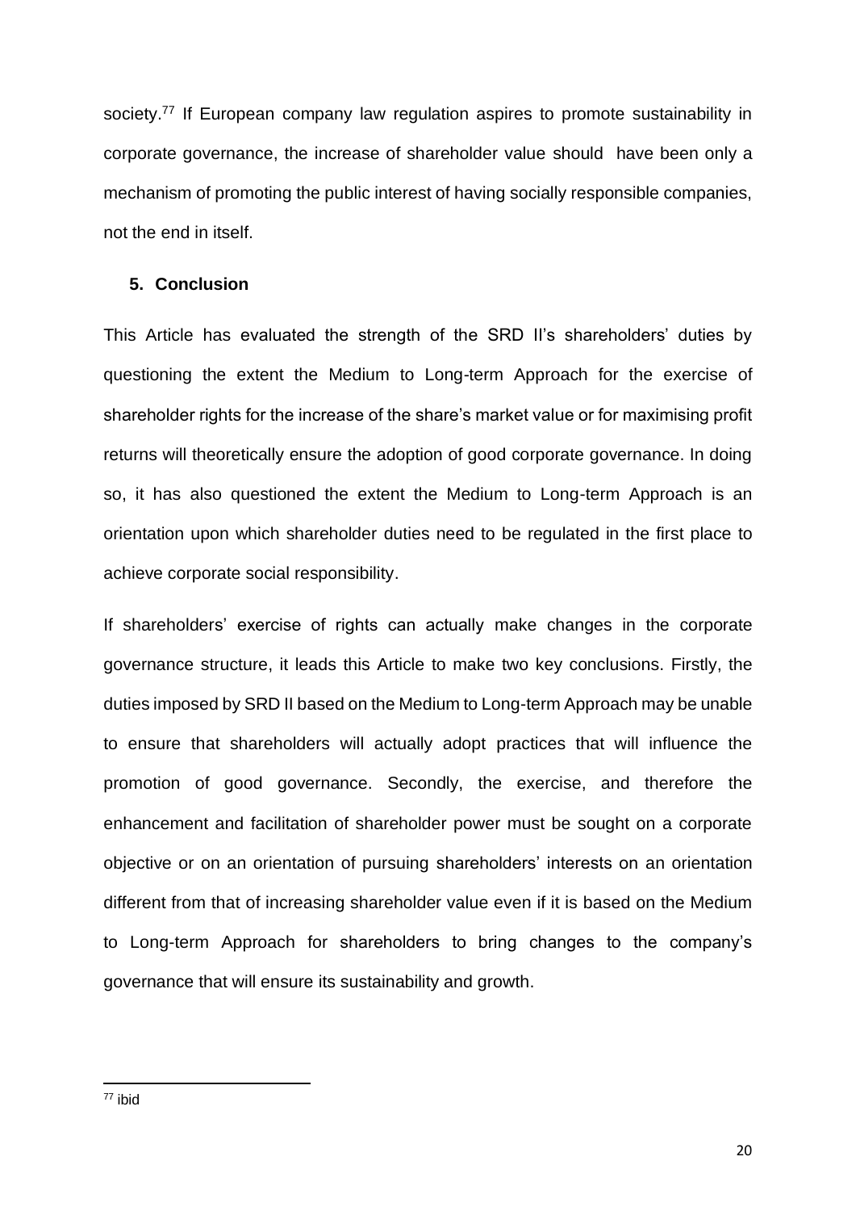society.[77] If European company law regulation aspires to promote sustainability in corporate governance, the increase of shareholder value should have been only a mechanism of promoting the public interest of having socially responsible companies, not the end in itself.

## 5. Conclusion

This Article has evaluated the strength of the SRD II's shareholders' duties by questioning the extent the Medium to Long-term Approach for the exercise of shareholder rights for the increase of the share's market value or for maximising profit returns will theoretically ensure the adoption of good corporate governance. In doing so, it has also questioned the extent the Medium to Long-term Approach is an orientation upon which shareholder duties need to be regulated in the first place to achieve corporate social responsibility.

If shareholders' exercise of rights can actually make changes in the corporate governance structure, it leads this Article to make two key conclusions. Firstly, the duties imposed by SRD II based on the Medium to Long-term Approach may be unable to ensure that shareholders will actually adopt practices that will influence the promotion of good governance. Secondly, the exercise, and therefore the enhancement and facilitation of shareholder power must be sought on a corporate objective or on an orientation of pursuing shareholders' interests on an orientation different from that of increasing shareholder value even if it is based on the Medium to Long-term Approach for shareholders to bring changes to the company's governance that will ensure its sustainability and growth.

---

[77] ibid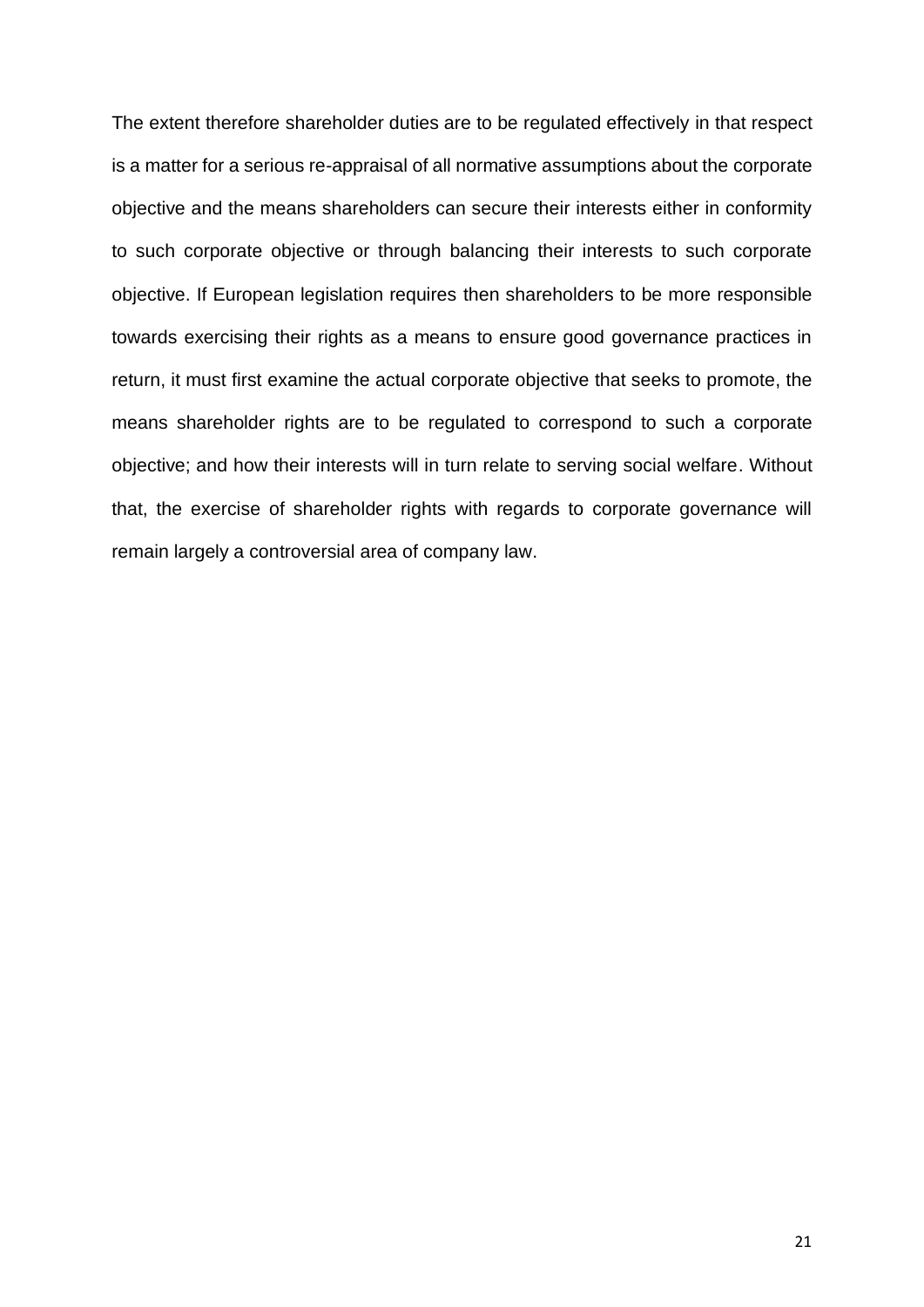The extent therefore shareholder duties are to be regulated effectively in that respect is a matter for a serious re-appraisal of all normative assumptions about the corporate objective and the means shareholders can secure their interests either in conformity to such corporate objective or through balancing their interests to such corporate objective. If European legislation requires then shareholders to be more responsible towards exercising their rights as a means to ensure good governance practices in return, it must first examine the actual corporate objective that seeks to promote, the means shareholder rights are to be regulated to correspond to such a corporate objective; and how their interests will in turn relate to serving social welfare. Without that, the exercise of shareholder rights with regards to corporate governance will remain largely a controversial area of company law.